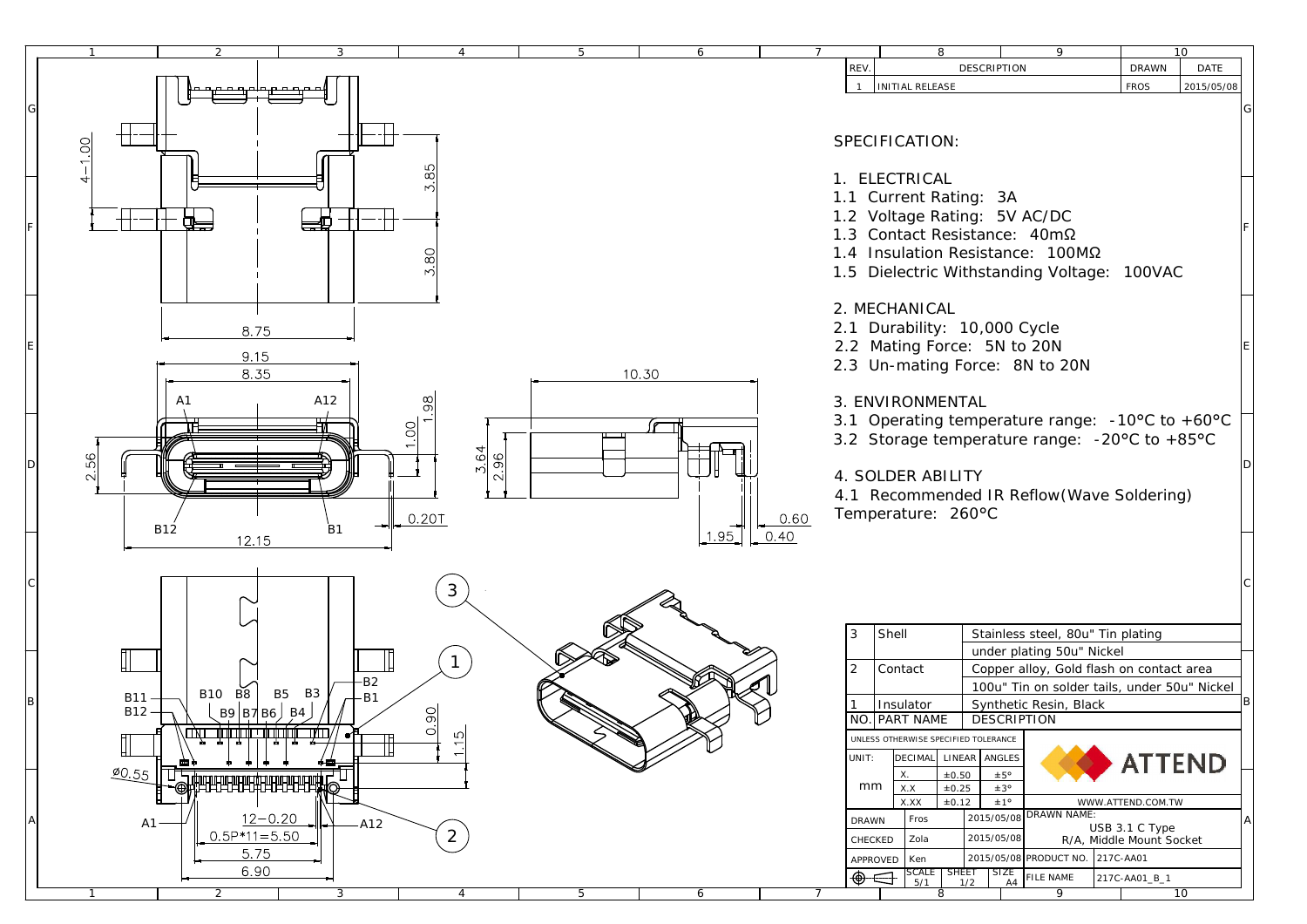| REV. | DESCRIPTION | DRAWN | DATE |
|---|---|---|---|
| 1 | INITIAL RELEASE | FROS | 2015/05/08 |

## SPECIFICATION:

1. ELECTRICAL
1.1 Current Rating: 3A
1.2 Voltage Rating: 5V AC/DC
1.3 Contact Resistance: 40mΩ
1.4 Insulation Resistance: 100MΩ
1.5 Dielectric Withstanding Voltage: 100VAC

2. MECHANICAL
2.1 Durability: 10,000 Cycle
2.2 Mating Force: 5N to 20N
2.3 Un-mating Force: 8N to 20N

3. ENVIRONMENTAL
3.1 Operating temperature range: -10°C to +60°C
3.2 Storage temperature range: -20°C to +85°C

4. SOLDER ABILITY
4.1 Recommended IR Reflow(Wave Soldering)
Temperature: 260°C

| NO. | PART NAME | DESCRIPTION |
|---|---|---|
| 3 | Shell | Stainless steel, 80u" Tin plating under plating 50u" Nickel |
| 2 | Contact | Copper alloy, Gold flash on contact area 100u" Tin on solder tails, under 50u" Nickel |
| 1 | Insulator | Synthetic Resin, Black |

UNLESS OTHERWISE SPECIFIED TOLERANCE

| UNIT: | DECIMAL | LINEAR | ANGLES |
|---|---|---|---|
| mm | X. | ±0.50 | ±5° |
| | X.X | ±0.25 | ±3° |
| | X.XX | ±0.12 | ±1° |

ATTEND — WWW.ATTEND.COM.TW

| | | |
|---|---|---|
| DRAWN | Fros | 2015/05/08 |
| CHECKED | Zola | 2015/05/08 |
| APPROVED | Ken | 2015/05/08 |

DRAWN NAME: USB 3.1 C Type R/A, Middle Mount Socket
PRODUCT NO. 217C-AA01
SCALE 5/1 | SHEET 1/2 | SIZE A4
FILE NAME 217C-AA01_B_1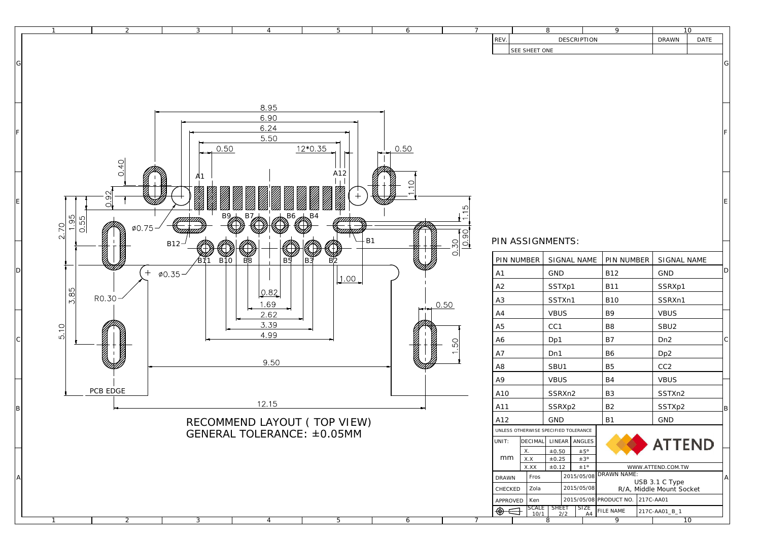| REV. | DESCRIPTION | DRAWN | DATE |
|---|---|---|---|
| | SEE SHEET ONE | | |

8.95
6.90
6.24
5.50
0.50
12*0.35
0.50
0.40
A1
A12
1.10
0.92
1.15
2.70
1.95
0.55
ø0.75
B9
B7
B6
B4
B12
B1
0.30
0.90
B11
B10
B8
B5
B3
B2
ø0.35
1.00
0.82
3.85
R0.30
1.69
2.62
0.50
3.39
4.99
5.10
1.50
9.50
PCB EDGE
12.15

RECOMMEND LAYOUT ( TOP VIEW)
GENERAL TOLERANCE: ±0.05MM

## PIN ASSIGNMENTS:

| PIN NUMBER | SIGNAL NAME | PIN NUMBER | SIGNAL NAME |
|---|---|---|---|
| A1 | GND | B12 | GND |
| A2 | SSTXp1 | B11 | SSRXp1 |
| A3 | SSTXn1 | B10 | SSRXn1 |
| A4 | VBUS | B9 | VBUS |
| A5 | CC1 | B8 | SBU2 |
| A6 | Dp1 | B7 | Dn2 |
| A7 | Dn1 | B6 | Dp2 |
| A8 | SBU1 | B5 | CC2 |
| A9 | VBUS | B4 | VBUS |
| A10 | SSRXn2 | B3 | SSTXn2 |
| A11 | SSRXp2 | B2 | SSTXp2 |
| A12 | GND | B1 | GND |

UNLESS OTHERWISE SPECIFIED TOLERANCE

| UNIT: | DECIMAL | LINEAR | ANGLES |
|---|---|---|---|
| mm | X. | ±0.50 | ±5° |
| | X.X | ±0.25 | ±3° |
| | X.XX | ±0.12 | ±1° |

ATTEND
WWW.ATTEND.COM.TW

| | | | |
|---|---|---|---|
| DRAWN | Fros | 2015/05/08 | DRAWN NAME: USB 3.1 C Type R/A, Middle Mount Socket |
| CHECKED | Zola | 2015/05/08 | |
| APPROVED | Ken | 2015/05/08 | PRODUCT NO. 217C-AA01 |
| SCALE 10/1 | SHEET 2/2 | SIZE A4 | FILE NAME 217C-AA01_B_1 |